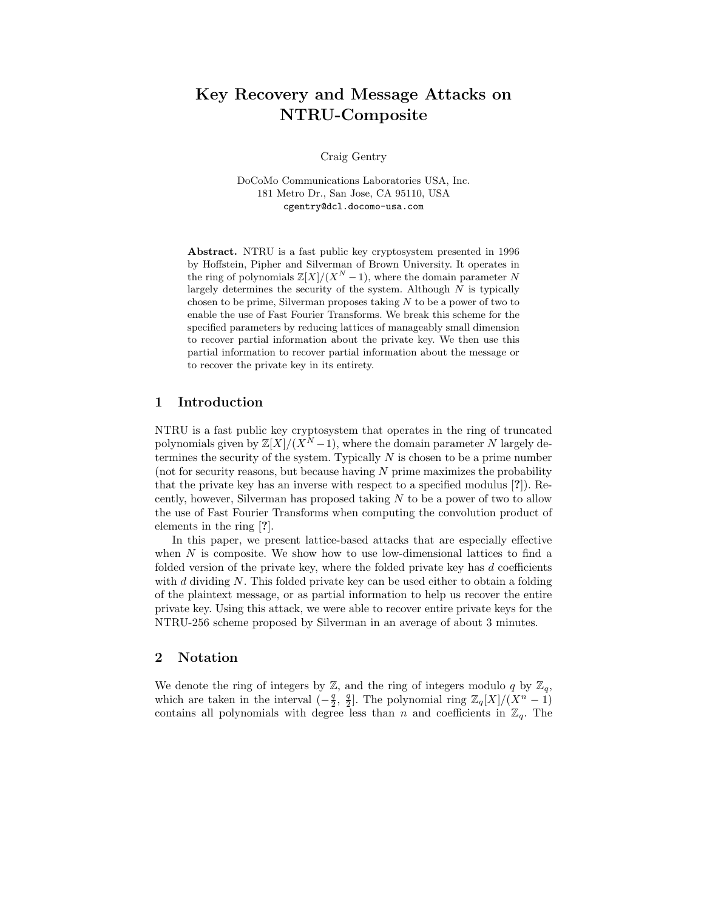# Key Recovery and Message Attacks on NTRU-Composite

Craig Gentry

DoCoMo Communications Laboratories USA, Inc.
181 Metro Dr., San Jose, CA 95110, USA
cgentry@dcl.docomo-usa.com

**Abstract.** NTRU is a fast public key cryptosystem presented in 1996 by Hoffstein, Pipher and Silverman of Brown University. It operates in the ring of polynomials $\mathbb{Z}[X]/(X^N - 1)$, where the domain parameter $N$ largely determines the security of the system. Although $N$ is typically chosen to be prime, Silverman proposes taking $N$ to be a power of two to enable the use of Fast Fourier Transforms. We break this scheme for the specified parameters by reducing lattices of manageably small dimension to recover partial information about the private key. We then use this partial information to recover partial information about the message or to recover the private key in its entirety.

## 1 Introduction

NTRU is a fast public key cryptosystem that operates in the ring of truncated polynomials given by $\mathbb{Z}[X]/(X^N - 1)$, where the domain parameter $N$ largely determines the security of the system. Typically $N$ is chosen to be a prime number (not for security reasons, but because having $N$ prime maximizes the probability that the private key has an inverse with respect to a specified modulus [**?**]). Recently, however, Silverman has proposed taking $N$ to be a power of two to allow the use of Fast Fourier Transforms when computing the convolution product of elements in the ring [**?**].

In this paper, we present lattice-based attacks that are especially effective when $N$ is composite. We show how to use low-dimensional lattices to find a folded version of the private key, where the folded private key has $d$ coefficients with $d$ dividing $N$. This folded private key can be used either to obtain a folding of the plaintext message, or as partial information to help us recover the entire private key. Using this attack, we were able to recover entire private keys for the NTRU-256 scheme proposed by Silverman in an average of about 3 minutes.

## 2 Notation

We denote the ring of integers by $\mathbb{Z}$, and the ring of integers modulo $q$ by $\mathbb{Z}_q$, which are taken in the interval $(-\frac{q}{2}, \frac{q}{2}]$. The polynomial ring $\mathbb{Z}_q[X]/(X^n - 1)$ contains all polynomials with degree less than $n$ and coefficients in $\mathbb{Z}_q$. The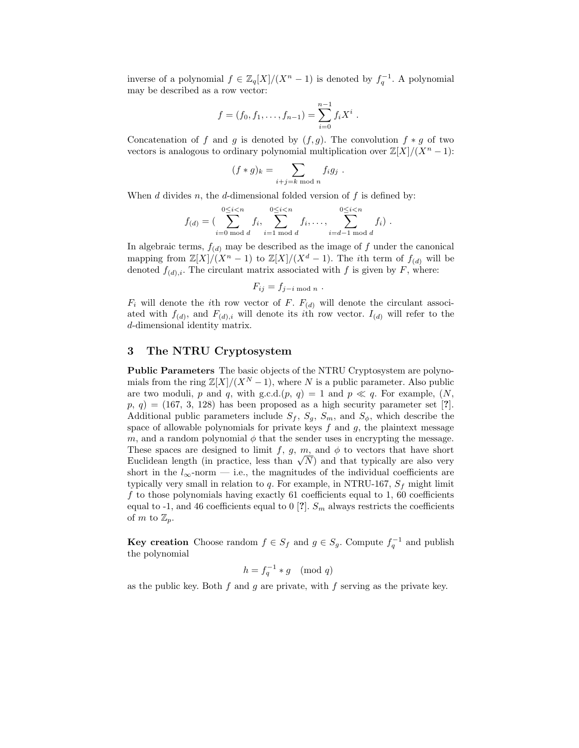inverse of a polynomial $f \in \mathbb{Z}_q[X]/(X^n - 1)$ is denoted by $f_q^{-1}$. A polynomial may be described as a row vector:

$$f = (f_0, f_1, \ldots, f_{n-1}) = \sum_{i=0}^{n-1} f_i X^i \ .$$

Concatenation of $f$ and $g$ is denoted by $(f, g)$. The convolution $f * g$ of two vectors is analogous to ordinary polynomial multiplication over $\mathbb{Z}[X]/(X^n - 1)$:

$$(f * g)_k = \sum_{i+j=k \bmod n} f_i g_j \ .$$

When $d$ divides $n$, the $d$-dimensional folded version of $f$ is defined by:

$$f_{(d)} = \Big( \sum_{\substack{0 \le i < n \\ i=0 \bmod d}} f_i, \sum_{\substack{0 \le i < n \\ i=1 \bmod d}} f_i, \ldots, \sum_{\substack{0 \le i < n \\ i=d-1 \bmod d}} f_i \Big) \ .$$

In algebraic terms, $f_{(d)}$ may be described as the image of $f$ under the canonical mapping from $\mathbb{Z}[X]/(X^n - 1)$ to $\mathbb{Z}[X]/(X^d - 1)$. The $i$th term of $f_{(d)}$ will be denoted $f_{(d),i}$. The circulant matrix associated with $f$ is given by $F$, where:

$$F_{ij} = f_{j-i \bmod n} \ .$$

$F_i$ will denote the $i$th row vector of $F$. $F_{(d)}$ will denote the circulant associated with $f_{(d)}$, and $F_{(d),i}$ will denote its $i$th row vector. $I_{(d)}$ will refer to the $d$-dimensional identity matrix.

## 3 The NTRU Cryptosystem

**Public Parameters** The basic objects of the NTRU Cryptosystem are polynomials from the ring $\mathbb{Z}[X]/(X^N - 1)$, where $N$ is a public parameter. Also public are two moduli, $p$ and $q$, with g.c.d.$(p, q) = 1$ and $p \ll q$. For example, $(N, p, q) = (167, 3, 128)$ has been proposed as a high security parameter set [?]. Additional public parameters include $S_f$, $S_g$, $S_m$, and $S_\phi$, which describe the space of allowable polynomials for private keys $f$ and $g$, the plaintext message $m$, and a random polynomial $\phi$ that the sender uses in encrypting the message. These spaces are designed to limit $f$, $g$, $m$, and $\phi$ to vectors that have short Euclidean length (in practice, less than $\sqrt{N}$) and that typically are also very short in the $l_\infty$-norm — i.e., the magnitudes of the individual coefficients are typically very small in relation to $q$. For example, in NTRU-167, $S_f$ might limit $f$ to those polynomials having exactly 61 coefficients equal to 1, 60 coefficients equal to -1, and 46 coefficients equal to 0 [?]. $S_m$ always restricts the coefficients of $m$ to $\mathbb{Z}_p$.

**Key creation** Choose random $f \in S_f$ and $g \in S_g$. Compute $f_q^{-1}$ and publish the polynomial

$$h = f_q^{-1} * g \pmod{q}$$

as the public key. Both $f$ and $g$ are private, with $f$ serving as the private key.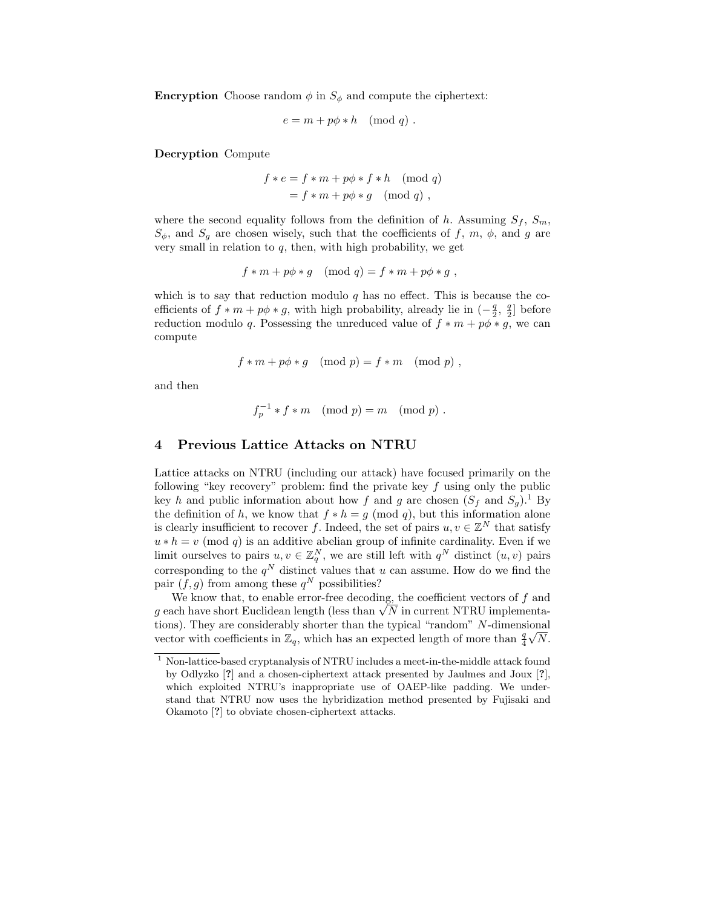**Encryption** Choose random $\phi$ in $S_\phi$ and compute the ciphertext:

$$e = m + p\phi * h \pmod{q} .$$

**Decryption** Compute

$$\begin{aligned} f * e &= f * m + p\phi * f * h \pmod{q} \\ &= f * m + p\phi * g \pmod{q} , \end{aligned}$$

where the second equality follows from the definition of $h$. Assuming $S_f$, $S_m$, $S_\phi$, and $S_g$ are chosen wisely, such that the coefficients of $f$, $m$, $\phi$, and $g$ are very small in relation to $q$, then, with high probability, we get

$$f * m + p\phi * g \pmod{q} = f * m + p\phi * g ,$$

which is to say that reduction modulo $q$ has no effect. This is because the coefficients of $f * m + p\phi * g$, with high probability, already lie in $(-\frac{q}{2}, \frac{q}{2}]$ before reduction modulo $q$. Possessing the unreduced value of $f * m + p\phi * g$, we can compute

$$f * m + p\phi * g \pmod{p} = f * m \pmod{p} ,$$

and then

$$f_p^{-1} * f * m \pmod{p} = m \pmod{p} .$$

## 4 Previous Lattice Attacks on NTRU

Lattice attacks on NTRU (including our attack) have focused primarily on the following "key recovery" problem: find the private key $f$ using only the public key $h$ and public information about how $f$ and $g$ are chosen ($S_f$ and $S_g$).[1] By the definition of $h$, we know that $f * h = g \pmod{q}$, but this information alone is clearly insufficient to recover $f$. Indeed, the set of pairs $u, v \in \mathbb{Z}^N$ that satisfy $u * h = v \pmod{q}$ is an additive abelian group of infinite cardinality. Even if we limit ourselves to pairs $u, v \in \mathbb{Z}_q^N$, we are still left with $q^N$ distinct $(u, v)$ pairs corresponding to the $q^N$ distinct values that $u$ can assume. How do we find the pair $(f, g)$ from among these $q^N$ possibilities?

We know that, to enable error-free decoding, the coefficient vectors of $f$ and $g$ each have short Euclidean length (less than $\sqrt{N}$ in current NTRU implementations). They are considerably shorter than the typical "random" $N$-dimensional vector with coefficients in $\mathbb{Z}_q$, which has an expected length of more than $\frac{q}{4}\sqrt{N}$.

[1] Non-lattice-based cryptanalysis of NTRU includes a meet-in-the-middle attack found by Odlyzko [?] and a chosen-ciphertext attack presented by Jaulmes and Joux [?], which exploited NTRU's inappropriate use of OAEP-like padding. We understand that NTRU now uses the hybridization method presented by Fujisaki and Okamoto [?] to obviate chosen-ciphertext attacks.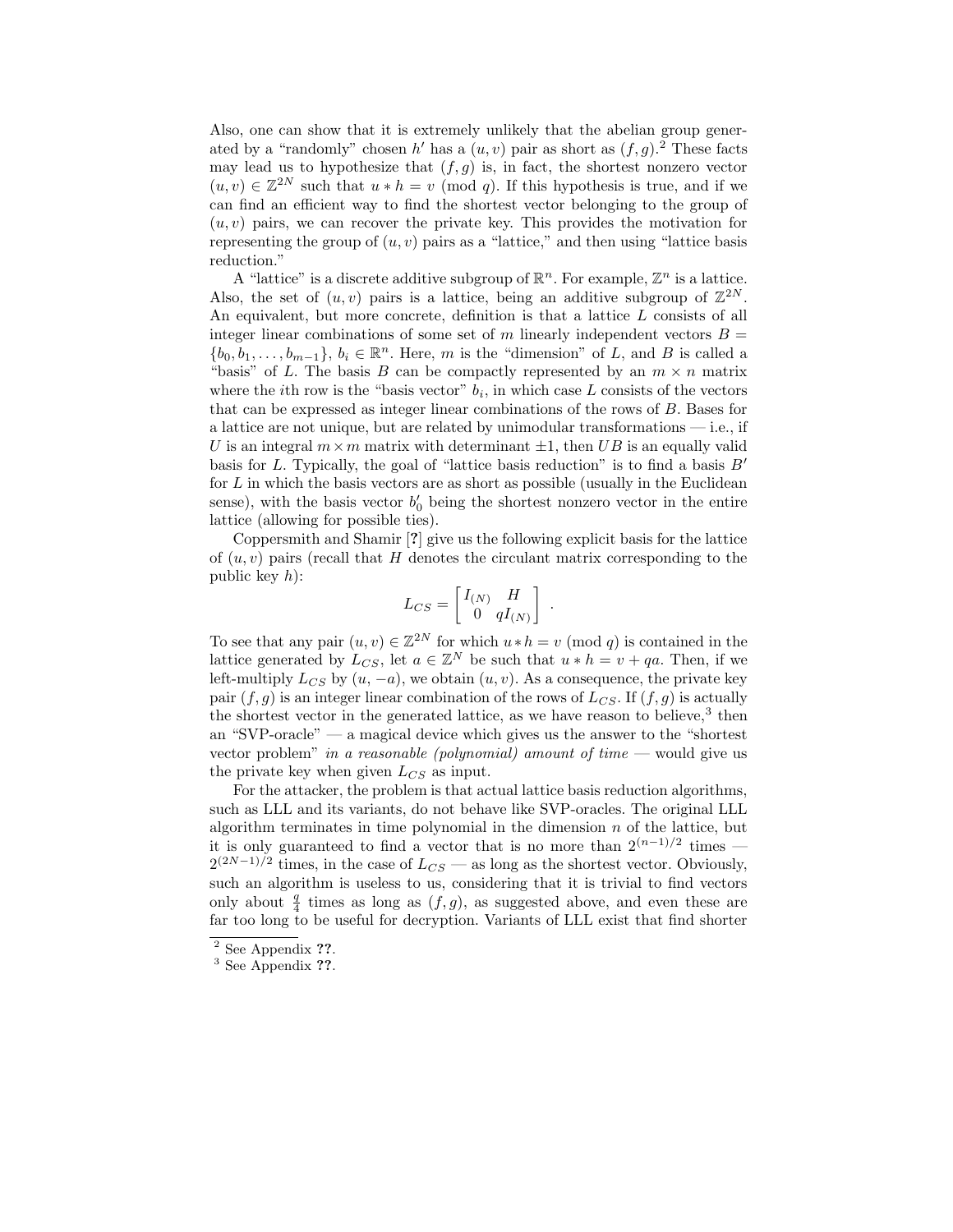Also, one can show that it is extremely unlikely that the abelian group generated by a "randomly" chosen $h'$ has a $(u, v)$ pair as short as $(f, g)$.[2] These facts may lead us to hypothesize that $(f, g)$ is, in fact, the shortest nonzero vector $(u, v) \in \mathbb{Z}^{2N}$ such that $u * h = v \pmod{q}$. If this hypothesis is true, and if we can find an efficient way to find the shortest vector belonging to the group of $(u, v)$ pairs, we can recover the private key. This provides the motivation for representing the group of $(u, v)$ pairs as a "lattice," and then using "lattice basis reduction."

A "lattice" is a discrete additive subgroup of $\mathbb{R}^n$. For example, $\mathbb{Z}^n$ is a lattice. Also, the set of $(u, v)$ pairs is a lattice, being an additive subgroup of $\mathbb{Z}^{2N}$. An equivalent, but more concrete, definition is that a lattice $L$ consists of all integer linear combinations of some set of $m$ linearly independent vectors $B = \{b_0, b_1, \ldots, b_{m-1}\}$, $b_i \in \mathbb{R}^n$. Here, $m$ is the "dimension" of $L$, and $B$ is called a "basis" of $L$. The basis $B$ can be compactly represented by an $m \times n$ matrix where the $i$th row is the "basis vector" $b_i$, in which case $L$ consists of the vectors that can be expressed as integer linear combinations of the rows of $B$. Bases for a lattice are not unique, but are related by unimodular transformations — i.e., if $U$ is an integral $m \times m$ matrix with determinant $\pm 1$, then $UB$ is an equally valid basis for $L$. Typically, the goal of "lattice basis reduction" is to find a basis $B'$ for $L$ in which the basis vectors are as short as possible (usually in the Euclidean sense), with the basis vector $b'_0$ being the shortest nonzero vector in the entire lattice (allowing for possible ties).

Coppersmith and Shamir [?] give us the following explicit basis for the lattice of $(u, v)$ pairs (recall that $H$ denotes the circulant matrix corresponding to the public key $h$):

$$L_{CS} = \begin{bmatrix} I_{(N)} & H \\ 0 & qI_{(N)} \end{bmatrix} .$$

To see that any pair $(u, v) \in \mathbb{Z}^{2N}$ for which $u * h = v \pmod{q}$ is contained in the lattice generated by $L_{CS}$, let $a \in \mathbb{Z}^N$ be such that $u * h = v + qa$. Then, if we left-multiply $L_{CS}$ by $(u, -a)$, we obtain $(u, v)$. As a consequence, the private key pair $(f, g)$ is an integer linear combination of the rows of $L_{CS}$. If $(f, g)$ is actually the shortest vector in the generated lattice, as we have reason to believe,[3] then an "SVP-oracle" — a magical device which gives us the answer to the "shortest vector problem" *in a reasonable (polynomial) amount of time* — would give us the private key when given $L_{CS}$ as input.

For the attacker, the problem is that actual lattice basis reduction algorithms, such as LLL and its variants, do not behave like SVP-oracles. The original LLL algorithm terminates in time polynomial in the dimension $n$ of the lattice, but it is only guaranteed to find a vector that is no more than $2^{(n-1)/2}$ times — $2^{(2N-1)/2}$ times, in the case of $L_{CS}$ — as long as the shortest vector. Obviously, such an algorithm is useless to us, considering that it is trivial to find vectors only about $\frac{q}{4}$ times as long as $(f, g)$, as suggested above, and even these are far too long to be useful for decryption. Variants of LLL exist that find shorter

[2] See Appendix ??.

[3] See Appendix ??.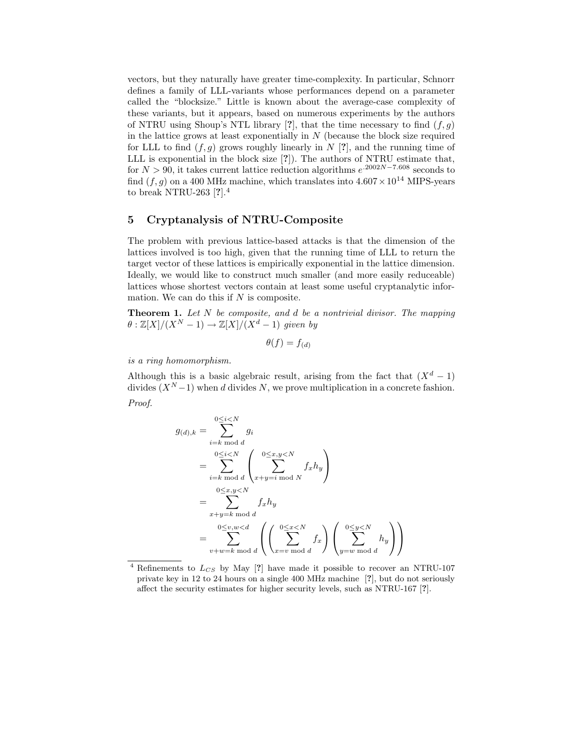vectors, but they naturally have greater time-complexity. In particular, Schnorr defines a family of LLL-variants whose performances depend on a parameter called the "blocksize." Little is known about the average-case complexity of these variants, but it appears, based on numerous experiments by the authors of NTRU using Shoup's NTL library [?], that the time necessary to find $(f, g)$ in the lattice grows at least exponentially in $N$ (because the block size required for LLL to find $(f, g)$ grows roughly linearly in $N$ [?], and the running time of LLL is exponential in the block size [?]). The authors of NTRU estimate that, for $N > 90$, it takes current lattice reduction algorithms $e^{.2002N-7.608}$ seconds to find $(f, g)$ on a 400 MHz machine, which translates into $4.607 \times 10^{14}$ MIPS-years to break NTRU-263 [?].[4]

## 5 Cryptanalysis of NTRU-Composite

The problem with previous lattice-based attacks is that the dimension of the lattices involved is too high, given that the running time of LLL to return the target vector of these lattices is empirically exponential in the lattice dimension. Ideally, we would like to construct much smaller (and more easily reduceable) lattices whose shortest vectors contain at least some useful cryptanalytic information. We can do this if $N$ is composite.

**Theorem 1.** *Let $N$ be composite, and $d$ be a nontrivial divisor. The mapping $\theta : \mathbb{Z}[X]/(X^N - 1) \to \mathbb{Z}[X]/(X^d - 1)$ given by*

$$\theta(f) = f_{(d)}$$

*is a ring homomorphism.*

Although this is a basic algebraic result, arising from the fact that $(X^d - 1)$ divides $(X^N - 1)$ when $d$ divides $N$, we prove multiplication in a concrete fashion.

*Proof.*

$$\begin{aligned}
g_{(d),k} &= \sum_{i=k \bmod d}^{0 \le i < N} g_i \\
&= \sum_{i=k \bmod d}^{0 \le i < N} \left( \sum_{x+y=i \bmod N}^{0 \le x,y < N} f_x h_y \right) \\
&= \sum_{x+y=k \bmod d}^{0 \le x,y < N} f_x h_y \\
&= \sum_{v+w=k \bmod d}^{0 \le v,w < d} \left( \left( \sum_{x=v \bmod d}^{0 \le x < N} f_x \right) \left( \sum_{y=w \bmod d}^{0 \le y < N} h_y \right) \right)
\end{aligned}$$

[4] Refinements to $L_{CS}$ by May [?] have made it possible to recover an NTRU-107 private key in 12 to 24 hours on a single 400 MHz machine [?], but do not seriously affect the security estimates for higher security levels, such as NTRU-167 [?].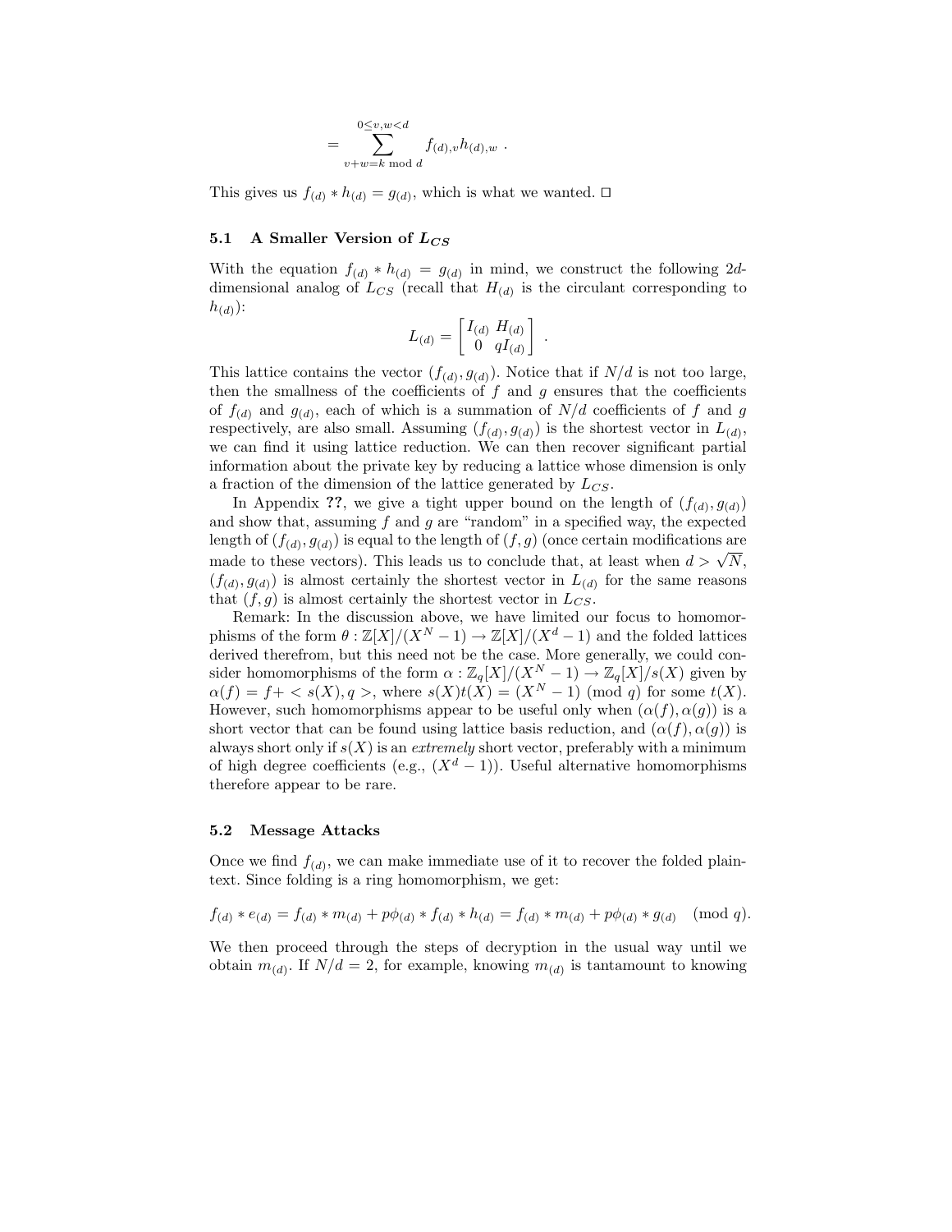$$= \sum_{\substack{0 \le v,w < d \\ v+w=k \bmod d}} f_{(d),v} h_{(d),w} \ .$$

This gives us $f_{(d)} * h_{(d)} = g_{(d)}$, which is what we wanted. □

### 5.1 A Smaller Version of $L_{CS}$

With the equation $f_{(d)} * h_{(d)} = g_{(d)}$ in mind, we construct the following $2d$-dimensional analog of $L_{CS}$ (recall that $H_{(d)}$ is the circulant corresponding to $h_{(d)}$):

$$L_{(d)} = \begin{bmatrix} I_{(d)} & H_{(d)} \\ 0 & qI_{(d)} \end{bmatrix} \ .$$

This lattice contains the vector $(f_{(d)}, g_{(d)})$. Notice that if $N/d$ is not too large, then the smallness of the coefficients of $f$ and $g$ ensures that the coefficients of $f_{(d)}$ and $g_{(d)}$, each of which is a summation of $N/d$ coefficients of $f$ and $g$ respectively, are also small. Assuming $(f_{(d)}, g_{(d)})$ is the shortest vector in $L_{(d)}$, we can find it using lattice reduction. We can then recover significant partial information about the private key by reducing a lattice whose dimension is only a fraction of the dimension of the lattice generated by $L_{CS}$.

In Appendix **??**, we give a tight upper bound on the length of $(f_{(d)}, g_{(d)})$ and show that, assuming $f$ and $g$ are "random" in a specified way, the expected length of $(f_{(d)}, g_{(d)})$ is equal to the length of $(f, g)$ (once certain modifications are made to these vectors). This leads us to conclude that, at least when $d > \sqrt{N}$, $(f_{(d)}, g_{(d)})$ is almost certainly the shortest vector in $L_{(d)}$ for the same reasons that $(f, g)$ is almost certainly the shortest vector in $L_{CS}$.

Remark: In the discussion above, we have limited our focus to homomorphisms of the form $\theta : \mathbb{Z}[X]/(X^N - 1) \rightarrow \mathbb{Z}[X]/(X^d - 1)$ and the folded lattices derived therefrom, but this need not be the case. More generally, we could consider homomorphisms of the form $\alpha : \mathbb{Z}_q[X]/(X^N - 1) \rightarrow \mathbb{Z}_q[X]/s(X)$ given by $\alpha(f) = f + < s(X), q >$, where $s(X)t(X) = (X^N - 1) \pmod q$ for some $t(X)$. However, such homomorphisms appear to be useful only when $(\alpha(f), \alpha(g))$ is a short vector that can be found using lattice basis reduction, and $(\alpha(f), \alpha(g))$ is always short only if $s(X)$ is an *extremely* short vector, preferably with a minimum of high degree coefficients (e.g., $(X^d - 1)$). Useful alternative homomorphisms therefore appear to be rare.

### 5.2 Message Attacks

Once we find $f_{(d)}$, we can make immediate use of it to recover the folded plaintext. Since folding is a ring homomorphism, we get:

$$f_{(d)} * e_{(d)} = f_{(d)} * m_{(d)} + p\phi_{(d)} * f_{(d)} * h_{(d)} = f_{(d)} * m_{(d)} + p\phi_{(d)} * g_{(d)} \pmod q.$$

We then proceed through the steps of decryption in the usual way until we obtain $m_{(d)}$. If $N/d = 2$, for example, knowing $m_{(d)}$ is tantamount to knowing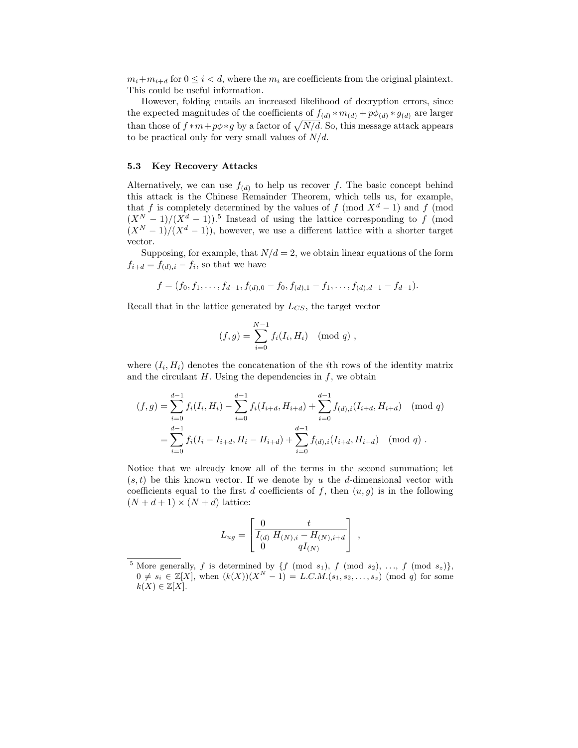$m_i + m_{i+d}$ for $0 \le i < d$, where the $m_i$ are coefficients from the original plaintext. This could be useful information.

However, folding entails an increased likelihood of decryption errors, since the expected magnitudes of the coefficients of $f_{(d)} * m_{(d)} + p\phi_{(d)} * g_{(d)}$ are larger than those of $f * m + p\phi * g$ by a factor of $\sqrt{N/d}$. So, this message attack appears to be practical only for very small values of $N/d$.

### 5.3 Key Recovery Attacks

Alternatively, we can use $f_{(d)}$ to help us recover $f$. The basic concept behind this attack is the Chinese Remainder Theorem, which tells us, for example, that $f$ is completely determined by the values of $f \pmod{X^d - 1}$ and $f \pmod{(X^N - 1)/(X^d - 1)}$.[5] Instead of using the lattice corresponding to $f \pmod{(X^N - 1)/(X^d - 1)}$, however, we use a different lattice with a shorter target vector.

Supposing, for example, that $N/d = 2$, we obtain linear equations of the form $f_{i+d} = f_{(d),i} - f_i$, so that we have

$$f = (f_0, f_1, \ldots, f_{d-1}, f_{(d),0} - f_0, f_{(d),1} - f_1, \ldots, f_{(d),d-1} - f_{d-1}).$$

Recall that in the lattice generated by $L_{CS}$, the target vector

$$(f, g) = \sum_{i=0}^{N-1} f_i (I_i, H_i) \pmod{q} ,$$

where $(I_i, H_i)$ denotes the concatenation of the $i$th rows of the identity matrix and the circulant $H$. Using the dependencies in $f$, we obtain

$$\begin{aligned}
(f, g) &= \sum_{i=0}^{d-1} f_i (I_i, H_i) - \sum_{i=0}^{d-1} f_i (I_{i+d}, H_{i+d}) + \sum_{i=0}^{d-1} f_{(d),i} (I_{i+d}, H_{i+d}) \pmod{q} \\
&= \sum_{i=0}^{d-1} f_i (I_i - I_{i+d}, H_i - H_{i+d}) + \sum_{i=0}^{d-1} f_{(d),i} (I_{i+d}, H_{i+d}) \pmod{q} .
\end{aligned}$$

Notice that we already know all of the terms in the second summation; let $(s, t)$ be this known vector. If we denote by $u$ the $d$-dimensional vector with coefficients equal to the first $d$ coefficients of $f$, then $(u, g)$ is in the following $(N + d + 1) \times (N + d)$ lattice:

$$L_{ug} = \left[ \begin{array}{cc} 0 & t \\ \hline I_{(d)} & H_{(N),i} - H_{(N),i+d} \\ 0 & qI_{(N)} \end{array} \right] ,$$

---

[5] More generally, $f$ is determined by $\{f \pmod{s_1},\ f \pmod{s_2},\ \ldots,\ f \pmod{s_z}\}$, $0 \ne s_i \in \mathbb{Z}[X]$, when $(k(X))(X^N - 1) = L.C.M.(s_1, s_2, \ldots, s_z) \pmod{q}$ for some $k(X) \in \mathbb{Z}[X]$.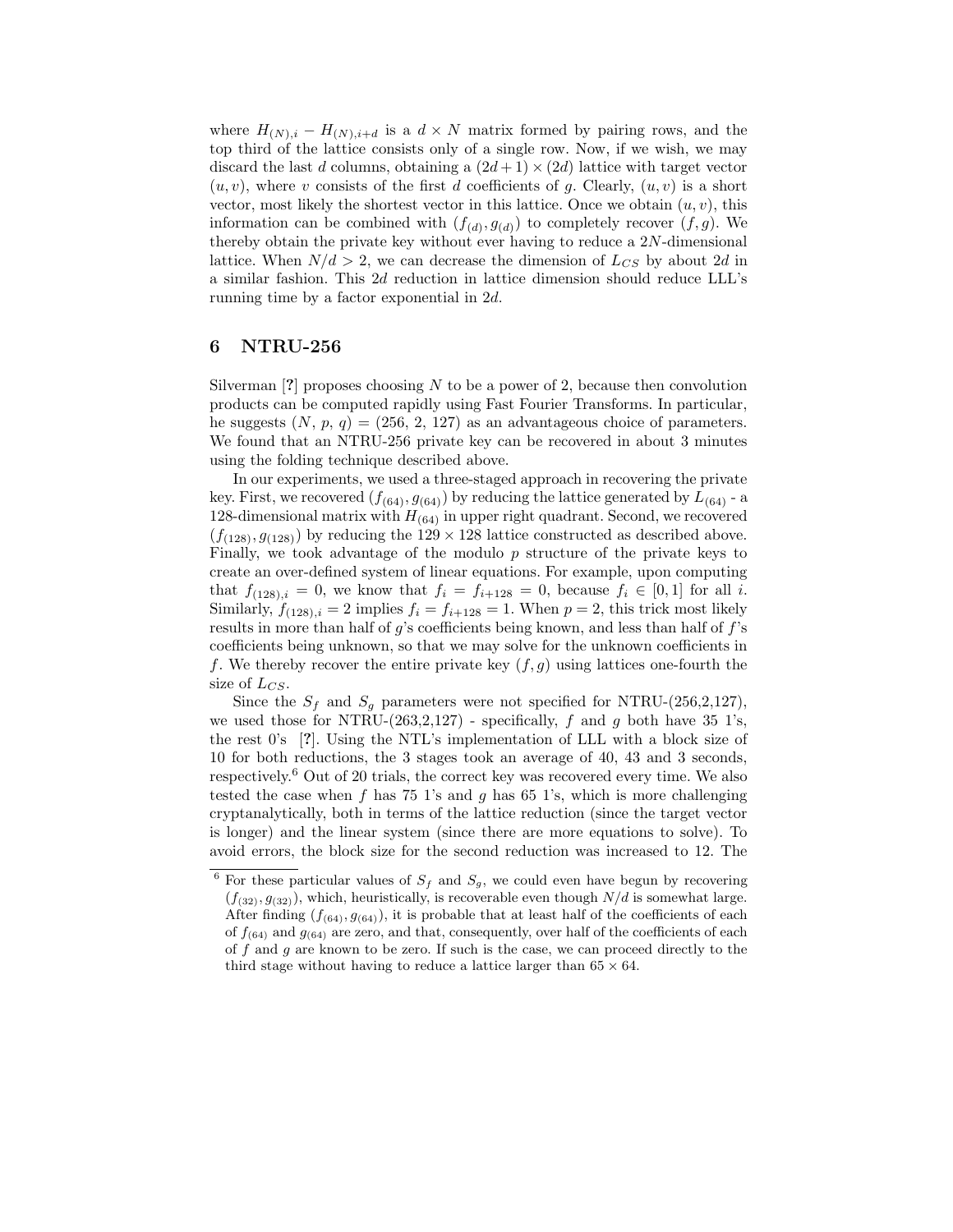where $H_{(N),i} - H_{(N),i+d}$ is a $d \times N$ matrix formed by pairing rows, and the top third of the lattice consists only of a single row. Now, if we wish, we may discard the last $d$ columns, obtaining a $(2d+1) \times (2d)$ lattice with target vector $(u, v)$, where $v$ consists of the first $d$ coefficients of $g$. Clearly, $(u, v)$ is a short vector, most likely the shortest vector in this lattice. Once we obtain $(u, v)$, this information can be combined with $(f_{(d)}, g_{(d)})$ to completely recover $(f, g)$. We thereby obtain the private key without ever having to reduce a $2N$-dimensional lattice. When $N/d > 2$, we can decrease the dimension of $L_{CS}$ by about $2d$ in a similar fashion. This $2d$ reduction in lattice dimension should reduce LLL's running time by a factor exponential in $2d$.

## 6 NTRU-256

Silverman [?] proposes choosing $N$ to be a power of 2, because then convolution products can be computed rapidly using Fast Fourier Transforms. In particular, he suggests $(N, p, q) = (256, 2, 127)$ as an advantageous choice of parameters. We found that an NTRU-256 private key can be recovered in about 3 minutes using the folding technique described above.

In our experiments, we used a three-staged approach in recovering the private key. First, we recovered $(f_{(64)}, g_{(64)})$ by reducing the lattice generated by $L_{(64)}$ - a 128-dimensional matrix with $H_{(64)}$ in upper right quadrant. Second, we recovered $(f_{(128)}, g_{(128)})$ by reducing the $129 \times 128$ lattice constructed as described above. Finally, we took advantage of the modulo $p$ structure of the private keys to create an over-defined system of linear equations. For example, upon computing that $f_{(128),i} = 0$, we know that $f_i = f_{i+128} = 0$, because $f_i \in [0, 1]$ for all $i$. Similarly, $f_{(128),i} = 2$ implies $f_i = f_{i+128} = 1$. When $p = 2$, this trick most likely results in more than half of $g$'s coefficients being known, and less than half of $f$'s coefficients being unknown, so that we may solve for the unknown coefficients in $f$. We thereby recover the entire private key $(f, g)$ using lattices one-fourth the size of $L_{CS}$.

Since the $S_f$ and $S_g$ parameters were not specified for NTRU-(256,2,127), we used those for NTRU-(263,2,127) - specifically, $f$ and $g$ both have 35 1's, the rest 0's [?]. Using the NTL's implementation of LLL with a block size of 10 for both reductions, the 3 stages took an average of 40, 43 and 3 seconds, respectively.[6] Out of 20 trials, the correct key was recovered every time. We also tested the case when $f$ has 75 1's and $g$ has 65 1's, which is more challenging cryptanalytically, both in terms of the lattice reduction (since the target vector is longer) and the linear system (since there are more equations to solve). To avoid errors, the block size for the second reduction was increased to 12. The

[6] For these particular values of $S_f$ and $S_g$, we could even have begun by recovering $(f_{(32)}, g_{(32)})$, which, heuristically, is recoverable even though $N/d$ is somewhat large. After finding $(f_{(64)}, g_{(64)})$, it is probable that at least half of the coefficients of each of $f_{(64)}$ and $g_{(64)}$ are zero, and that, consequently, over half of the coefficients of each of $f$ and $g$ are known to be zero. If such is the case, we can proceed directly to the third stage without having to reduce a lattice larger than $65 \times 64$.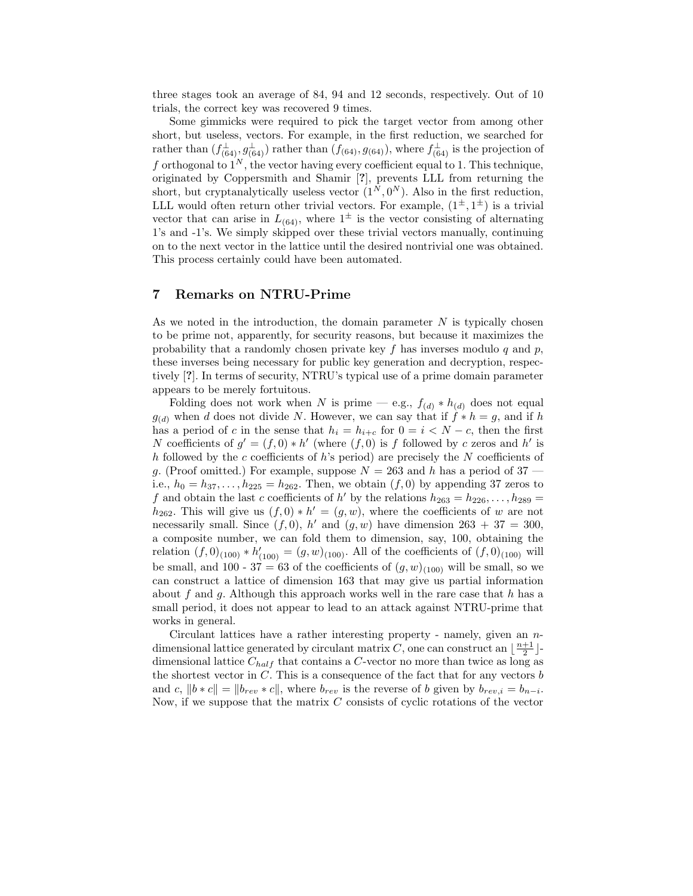three stages took an average of 84, 94 and 12 seconds, respectively. Out of 10 trials, the correct key was recovered 9 times.

Some gimmicks were required to pick the target vector from among other short, but useless, vectors. For example, in the first reduction, we searched for rather than $(f^{\perp}_{(64)}, g^{\perp}_{(64)})$ rather than $(f_{(64)}, g_{(64)})$, where $f^{\perp}_{(64)}$ is the projection of $f$ orthogonal to $1^N$, the vector having every coefficient equal to 1. This technique, originated by Coppersmith and Shamir [?], prevents LLL from returning the short, but cryptanalytically useless vector $(1^N, 0^N)$. Also in the first reduction, LLL would often return other trivial vectors. For example, $(1^{\pm}, 1^{\pm})$ is a trivial vector that can arise in $L_{(64)}$, where $1^{\pm}$ is the vector consisting of alternating 1's and -1's. We simply skipped over these trivial vectors manually, continuing on to the next vector in the lattice until the desired nontrivial one was obtained. This process certainly could have been automated.

## 7 Remarks on NTRU-Prime

As we noted in the introduction, the domain parameter $N$ is typically chosen to be prime not, apparently, for security reasons, but because it maximizes the probability that a randomly chosen private key $f$ has inverses modulo $q$ and $p$, these inverses being necessary for public key generation and decryption, respectively [?]. In terms of security, NTRU's typical use of a prime domain parameter appears to be merely fortuitous.

Folding does not work when $N$ is prime — e.g., $f_{(d)} * h_{(d)}$ does not equal $g_{(d)}$ when $d$ does not divide $N$. However, we can say that if $f * h = g$, and if $h$ has a period of $c$ in the sense that $h_i = h_{i+c}$ for $0 = i < N - c$, then the first $N$ coefficients of $g' = (f, 0) * h'$ (where $(f, 0)$ is $f$ followed by $c$ zeros and $h'$ is $h$ followed by the $c$ coefficients of $h$'s period) are precisely the $N$ coefficients of $g$. (Proof omitted.) For example, suppose $N = 263$ and $h$ has a period of 37 — i.e., $h_0 = h_{37}, \ldots, h_{225} = h_{262}$. Then, we obtain $(f, 0)$ by appending 37 zeros to $f$ and obtain the last $c$ coefficients of $h'$ by the relations $h_{263} = h_{226}, \ldots, h_{289} = h_{262}$. This will give us $(f, 0) * h' = (g, w)$, where the coefficients of $w$ are not necessarily small. Since $(f, 0)$, $h'$ and $(g, w)$ have dimension 263 + 37 = 300, a composite number, we can fold them to dimension, say, 100, obtaining the relation $(f, 0)_{(100)} * h'_{(100)} = (g, w)_{(100)}$. All of the coefficients of $(f, 0)_{(100)}$ will be small, and 100 - 37 = 63 of the coefficients of $(g, w)_{(100)}$ will be small, so we can construct a lattice of dimension 163 that may give us partial information about $f$ and $g$. Although this approach works well in the rare case that $h$ has a small period, it does not appear to lead to an attack against NTRU-prime that works in general.

Circulant lattices have a rather interesting property - namely, given an $n$-dimensional lattice generated by circulant matrix $C$, one can construct an $\lfloor \frac{n+1}{2} \rfloor$-dimensional lattice $C_{half}$ that contains a $C$-vector no more than twice as long as the shortest vector in $C$. This is a consequence of the fact that for any vectors $b$ and $c$, $\|b * c\| = \|b_{rev} * c\|$, where $b_{rev}$ is the reverse of $b$ given by $b_{rev,i} = b_{n-i}$. Now, if we suppose that the matrix $C$ consists of cyclic rotations of the vector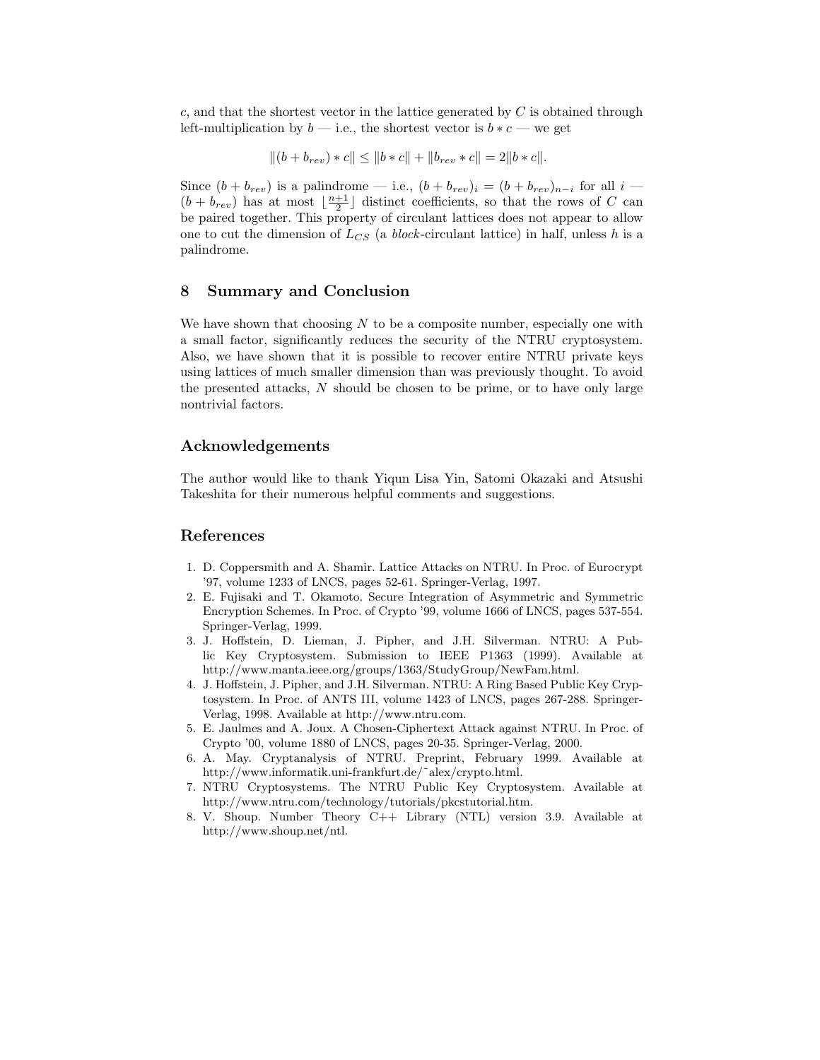$c$, and that the shortest vector in the lattice generated by $C$ is obtained through left-multiplication by $b$ — i.e., the shortest vector is $b * c$ — we get

$$\|(b + b_{rev}) * c\| \leq \|b * c\| + \|b_{rev} * c\| = 2\|b * c\|.$$

Since $(b + b_{rev})$ is a palindrome — i.e., $(b + b_{rev})_i = (b + b_{rev})_{n-i}$ for all $i$ — $(b + b_{rev})$ has at most $\lfloor \frac{n+1}{2} \rfloor$ distinct coefficients, so that the rows of $C$ can be paired together. This property of circulant lattices does not appear to allow one to cut the dimension of $L_{CS}$ (a *block*-circulant lattice) in half, unless $h$ is a palindrome.

## 8 Summary and Conclusion

We have shown that choosing $N$ to be a composite number, especially one with a small factor, significantly reduces the security of the NTRU cryptosystem. Also, we have shown that it is possible to recover entire NTRU private keys using lattices of much smaller dimension than was previously thought. To avoid the presented attacks, $N$ should be chosen to be prime, or to have only large nontrivial factors.

## Acknowledgements

The author would like to thank Yiqun Lisa Yin, Satomi Okazaki and Atsushi Takeshita for their numerous helpful comments and suggestions.

## References

1. D. Coppersmith and A. Shamir. Lattice Attacks on NTRU. In Proc. of Eurocrypt '97, volume 1233 of LNCS, pages 52-61. Springer-Verlag, 1997.
2. E. Fujisaki and T. Okamoto. Secure Integration of Asymmetric and Symmetric Encryption Schemes. In Proc. of Crypto '99, volume 1666 of LNCS, pages 537-554. Springer-Verlag, 1999.
3. J. Hoffstein, D. Lieman, J. Pipher, and J.H. Silverman. NTRU: A Public Key Cryptosystem. Submission to IEEE P1363 (1999). Available at http://www.manta.ieee.org/groups/1363/StudyGroup/NewFam.html.
4. J. Hoffstein, J. Pipher, and J.H. Silverman. NTRU: A Ring Based Public Key Cryptosystem. In Proc. of ANTS III, volume 1423 of LNCS, pages 267-288. Springer-Verlag, 1998. Available at http://www.ntru.com.
5. E. Jaulmes and A. Joux. A Chosen-Ciphertext Attack against NTRU. In Proc. of Crypto '00, volume 1880 of LNCS, pages 20-35. Springer-Verlag, 2000.
6. A. May. Cryptanalysis of NTRU. Preprint, February 1999. Available at http://www.informatik.uni-frankfurt.de/~alex/crypto.html.
7. NTRU Cryptosystems. The NTRU Public Key Cryptosystem. Available at http://www.ntru.com/technology/tutorials/pkcstutorial.htm.
8. V. Shoup. Number Theory C++ Library (NTL) version 3.9. Available at http://www.shoup.net/ntl.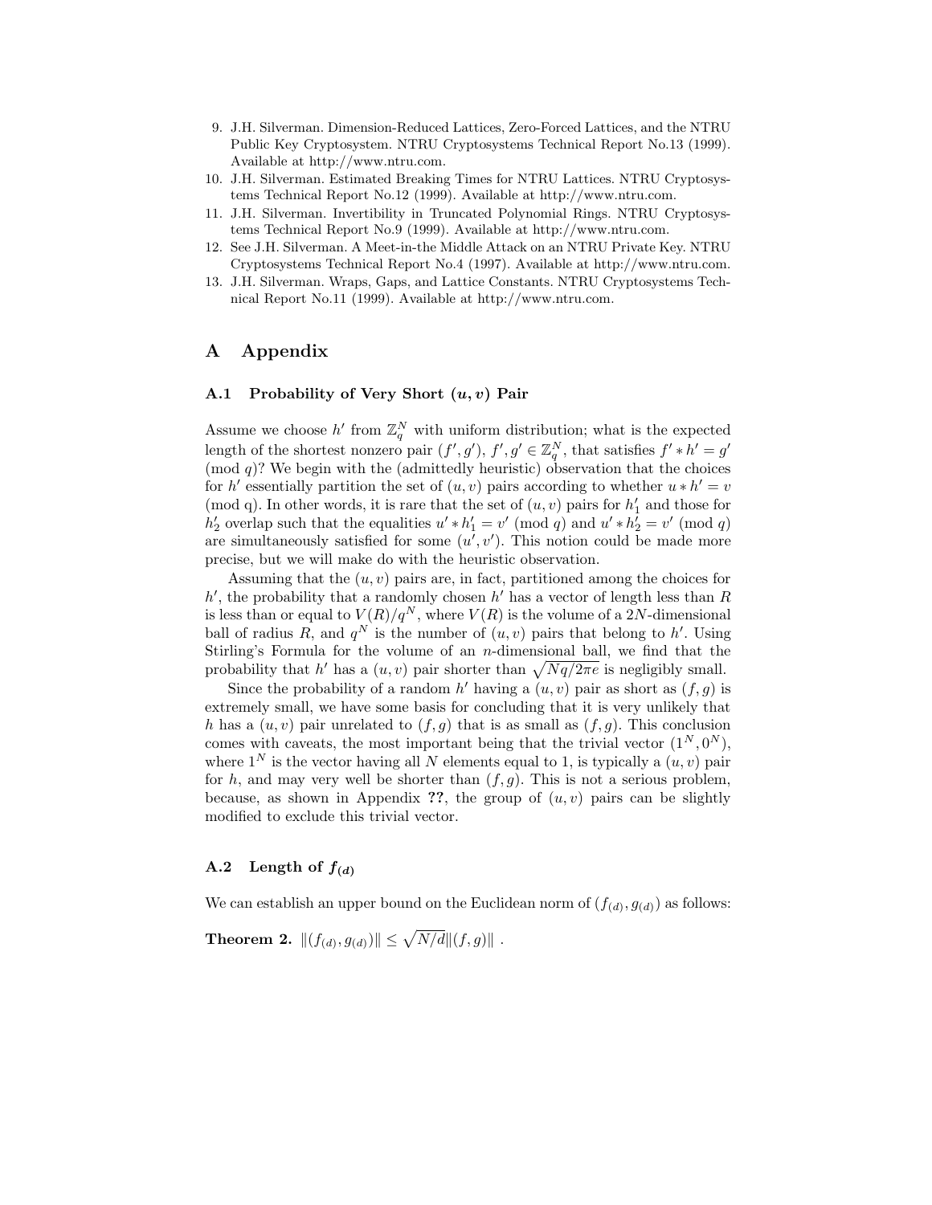9. J.H. Silverman. Dimension-Reduced Lattices, Zero-Forced Lattices, and the NTRU Public Key Cryptosystem. NTRU Cryptosystems Technical Report No.13 (1999). Available at http://www.ntru.com.
10. J.H. Silverman. Estimated Breaking Times for NTRU Lattices. NTRU Cryptosystems Technical Report No.12 (1999). Available at http://www.ntru.com.
11. J.H. Silverman. Invertibility in Truncated Polynomial Rings. NTRU Cryptosystems Technical Report No.9 (1999). Available at http://www.ntru.com.
12. See J.H. Silverman. A Meet-in-the Middle Attack on an NTRU Private Key. NTRU Cryptosystems Technical Report No.4 (1997). Available at http://www.ntru.com.
13. J.H. Silverman. Wraps, Gaps, and Lattice Constants. NTRU Cryptosystems Technical Report No.11 (1999). Available at http://www.ntru.com.

# A Appendix

## A.1 Probability of Very Short $(u, v)$ Pair

Assume we choose $h'$ from $\mathbb{Z}_q^N$ with uniform distribution; what is the expected length of the shortest nonzero pair $(f', g')$, $f', g' \in \mathbb{Z}_q^N$, that satisfies $f' * h' = g' \pmod{q}$? We begin with the (admittedly heuristic) observation that the choices for $h'$ essentially partition the set of $(u, v)$ pairs according to whether $u * h' = v$ (mod q). In other words, it is rare that the set of $(u, v)$ pairs for $h'_1$ and those for $h'_2$ overlap such that the equalities $u' * h'_1 = v' \pmod{q}$ and $u' * h'_2 = v' \pmod{q}$ are simultaneously satisfied for some $(u', v')$. This notion could be made more precise, but we will make do with the heuristic observation.

Assuming that the $(u, v)$ pairs are, in fact, partitioned among the choices for $h'$, the probability that a randomly chosen $h'$ has a vector of length less than $R$ is less than or equal to $V(R)/q^N$, where $V(R)$ is the volume of a $2N$-dimensional ball of radius $R$, and $q^N$ is the number of $(u, v)$ pairs that belong to $h'$. Using Stirling's Formula for the volume of an $n$-dimensional ball, we find that the probability that $h'$ has a $(u, v)$ pair shorter than $\sqrt{Nq/2\pi e}$ is negligibly small.

Since the probability of a random $h'$ having a $(u, v)$ pair as short as $(f, g)$ is extremely small, we have some basis for concluding that it is very unlikely that $h$ has a $(u, v)$ pair unrelated to $(f, g)$ that is as small as $(f, g)$. This conclusion comes with caveats, the most important being that the trivial vector $(1^N, 0^N)$, where $1^N$ is the vector having all $N$ elements equal to 1, is typically a $(u, v)$ pair for $h$, and may very well be shorter than $(f, g)$. This is not a serious problem, because, as shown in Appendix **??**, the group of $(u, v)$ pairs can be slightly modified to exclude this trivial vector.

## A.2 Length of $f_{(d)}$

We can establish an upper bound on the Euclidean norm of $(f_{(d)}, g_{(d)})$ as follows:

**Theorem 2.** $\|(f_{(d)}, g_{(d)})\| \leq \sqrt{N/d}\|(f, g)\|$ .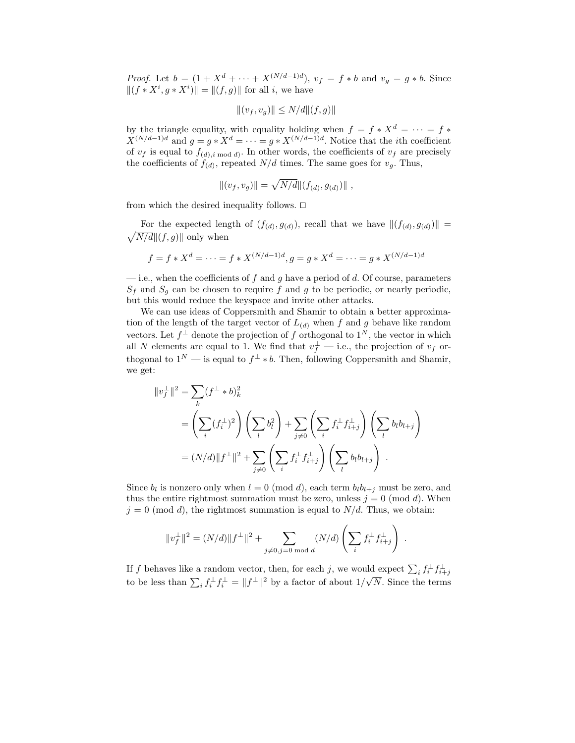*Proof.* Let $b = (1 + X^d + \cdots + X^{(N/d-1)d})$, $v_f = f * b$ and $v_g = g * b$. Since $\|(f * X^i, g * X^i)\| = \|(f,g)\|$ for all $i$, we have

$$\|(v_f, v_g)\| \leq N/d\|(f,g)\|$$

by the triangle equality, with equality holding when $f = f * X^d = \cdots = f * X^{(N/d-1)d}$ and $g = g * X^d = \cdots = g * X^{(N/d-1)d}$. Notice that the $i$th coefficient of $v_f$ is equal to $f_{(d),i \bmod d)}$. In other words, the coefficients of $v_f$ are precisely the coefficients of $f_{(d)}$, repeated $N/d$ times. The same goes for $v_g$. Thus,

$$\|(v_f, v_g)\| = \sqrt{N/d}\|(f_{(d)}, g_{(d)})\| \ ,$$

from which the desired inequality follows. □

For the expected length of $(f_{(d)}, g_{(d)})$, recall that we have $\|(f_{(d)}, g_{(d)})\| = \sqrt{N/d}\|(f,g)\|$ only when

$$f = f * X^d = \cdots = f * X^{(N/d-1)d}, g = g * X^d = \cdots = g * X^{(N/d-1)d}$$

— i.e., when the coefficients of $f$ and $g$ have a period of $d$. Of course, parameters $S_f$ and $S_g$ can be chosen to require $f$ and $g$ to be periodic, or nearly periodic, but this would reduce the keyspace and invite other attacks.

We can use ideas of Coppersmith and Shamir to obtain a better approximation of the length of the target vector of $L_{(d)}$ when $f$ and $g$ behave like random vectors. Let $f^{\perp}$ denote the projection of $f$ orthogonal to $1^N$, the vector in which all $N$ elements are equal to 1. We find that $v_f^{\perp}$ — i.e., the projection of $v_f$ orthogonal to $1^N$ — is equal to $f^{\perp} * b$. Then, following Coppersmith and Shamir, we get:

$$\begin{aligned}
\|v_f^{\perp}\|^2 &= \sum_k (f^{\perp} * b)_k^2 \\
&= \left(\sum_i (f_i^{\perp})^2\right)\left(\sum_l b_l^2\right) + \sum_{j \neq 0}\left(\sum_i f_i^{\perp} f_{i+j}^{\perp}\right)\left(\sum_l b_l b_{l+j}\right) \\
&= (N/d)\|f^{\perp}\|^2 + \sum_{j \neq 0}\left(\sum_i f_i^{\perp} f_{i+j}^{\perp}\right)\left(\sum_l b_l b_{l+j}\right) \ .
\end{aligned}$$

Since $b_l$ is nonzero only when $l = 0 \pmod d$, each term $b_l b_{l+j}$ must be zero, and thus the entire rightmost summation must be zero, unless $j = 0 \pmod d$. When $j = 0 \pmod d$, the rightmost summation is equal to $N/d$. Thus, we obtain:

$$\|v_f^{\perp}\|^2 = (N/d)\|f^{\perp}\|^2 + \sum_{j \neq 0, j = 0 \bmod d} (N/d)\left(\sum_i f_i^{\perp} f_{i+j}^{\perp}\right) \ .$$

If $f$ behaves like a random vector, then, for each $j$, we would expect $\sum_i f_i^{\perp} f_{i+j}^{\perp}$ to be less than $\sum_i f_i^{\perp} f_i^{\perp} = \|f^{\perp}\|^2$ by a factor of about $1/\sqrt{N}$. Since the terms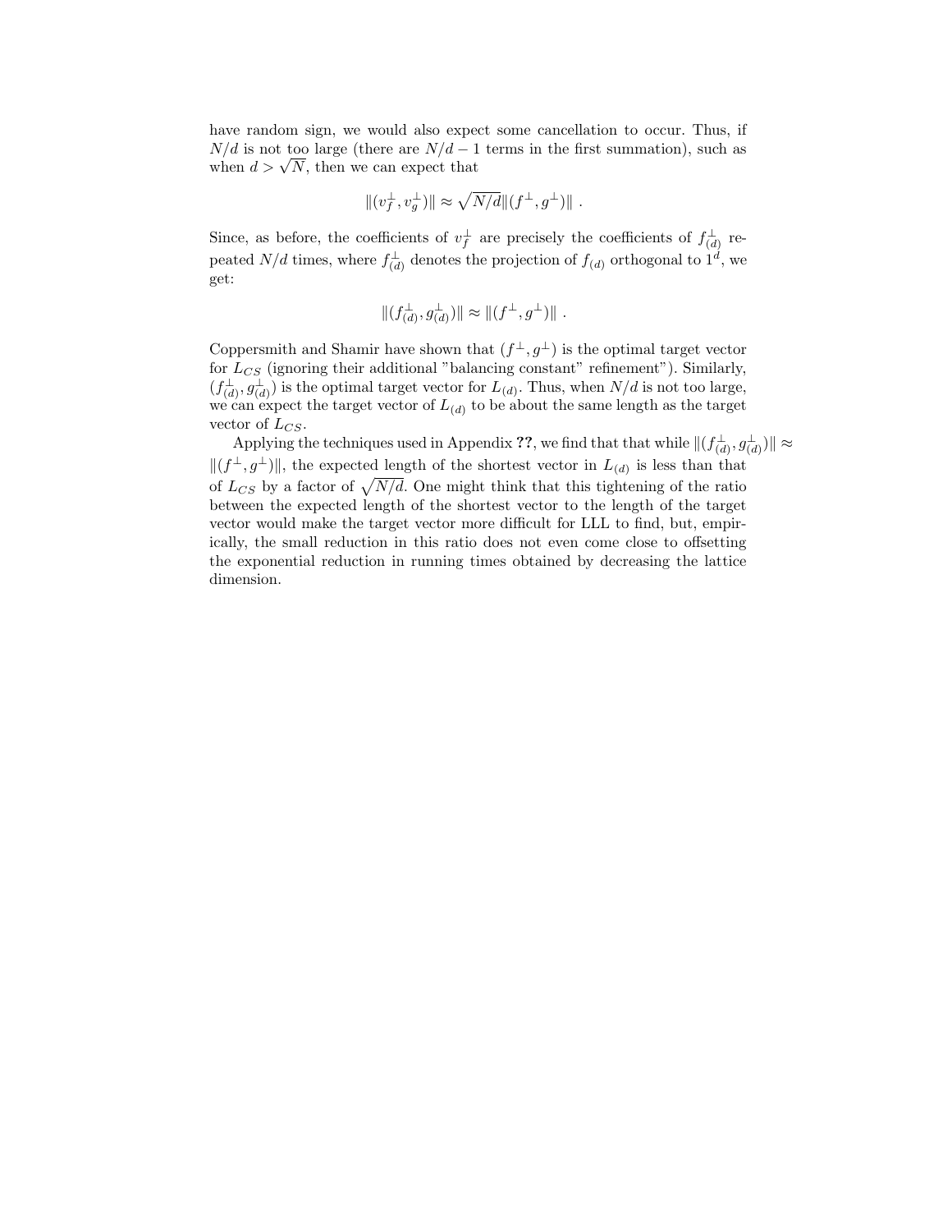have random sign, we would also expect some cancellation to occur. Thus, if $N/d$ is not too large (there are $N/d - 1$ terms in the first summation), such as when $d > \sqrt{N}$, then we can expect that

$$\|(v_f^\perp, v_g^\perp)\| \approx \sqrt{N/d}\|(f^\perp, g^\perp)\| \ .$$

Since, as before, the coefficients of $v_f^\perp$ are precisely the coefficients of $f_{(d)}^\perp$ repeated $N/d$ times, where $f_{(d)}^\perp$ denotes the projection of $f_{(d)}$ orthogonal to $1^d$, we get:

$$\|(f_{(d)}^\perp, g_{(d)}^\perp)\| \approx \|(f^\perp, g^\perp)\| \ .$$

Coppersmith and Shamir have shown that $(f^\perp, g^\perp)$ is the optimal target vector for $L_{CS}$ (ignoring their additional "balancing constant" refinement"). Similarly, $(f_{(d)}^\perp, g_{(d)}^\perp)$ is the optimal target vector for $L_{(d)}$. Thus, when $N/d$ is not too large, we can expect the target vector of $L_{(d)}$ to be about the same length as the target vector of $L_{CS}$.

Applying the techniques used in Appendix **??**, we find that that while $\|(f_{(d)}^\perp, g_{(d)}^\perp)\| \approx \|(f^\perp, g^\perp)\|$, the expected length of the shortest vector in $L_{(d)}$ is less than that of $L_{CS}$ by a factor of $\sqrt{N/d}$. One might think that this tightening of the ratio between the expected length of the shortest vector to the length of the target vector would make the target vector more difficult for LLL to find, but, empirically, the small reduction in this ratio does not even come close to offsetting the exponential reduction in running times obtained by decreasing the lattice dimension.